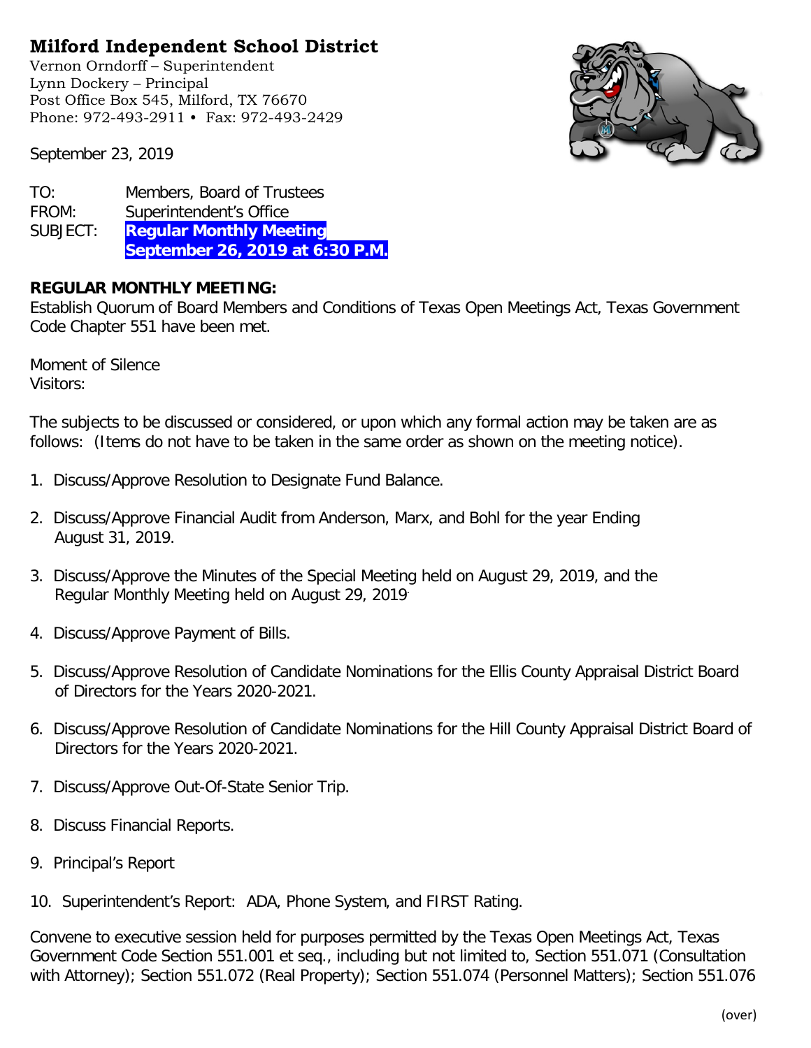# Milford Independent School District

Vernon Orndorff – Superintendent
Lynn Dockery – Principal
Post Office Box 545, Milford, TX 76670
Phone: 972-493-2911 • Fax: 972-493-2429

September 23, 2019

TO: Members, Board of Trustees
FROM: Superintendent's Office
SUBJECT: **Regular Monthly Meeting**
**September 26, 2019 at 6:30 P.M.**

**REGULAR MONTHLY MEETING:**
Establish Quorum of Board Members and Conditions of Texas Open Meetings Act, Texas Government Code Chapter 551 have been met.

Moment of Silence
Visitors:

The subjects to be discussed or considered, or upon which any formal action may be taken are as follows: (Items do not have to be taken in the same order as shown on the meeting notice).

1. Discuss/Approve Resolution to Designate Fund Balance.

2. Discuss/Approve Financial Audit from Anderson, Marx, and Bohl for the year Ending August 31, 2019.

3. Discuss/Approve the Minutes of the Special Meeting held on August 29, 2019, and the Regular Monthly Meeting held on August 29, 2019.

4. Discuss/Approve Payment of Bills.

5. Discuss/Approve Resolution of Candidate Nominations for the Ellis County Appraisal District Board of Directors for the Years 2020-2021.

6. Discuss/Approve Resolution of Candidate Nominations for the Hill County Appraisal District Board of Directors for the Years 2020-2021.

7. Discuss/Approve Out-Of-State Senior Trip.

8. Discuss Financial Reports.

9. Principal's Report

10. Superintendent's Report: ADA, Phone System, and FIRST Rating.

Convene to executive session held for purposes permitted by the Texas Open Meetings Act, Texas Government Code Section 551.001 et seq., including but not limited to, Section 551.071 (Consultation with Attorney); Section 551.072 (Real Property); Section 551.074 (Personnel Matters); Section 551.076

(over)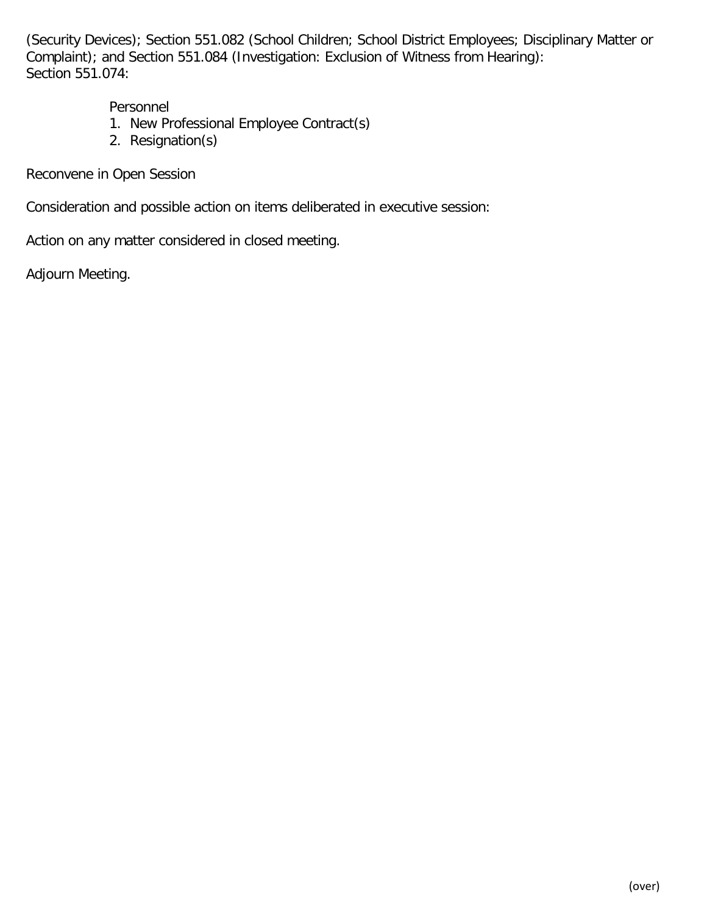(Security Devices); Section 551.082 (School Children; School District Employees; Disciplinary Matter or Complaint); and Section 551.084 (Investigation: Exclusion of Witness from Hearing):
Section 551.074:

Personnel

1. New Professional Employee Contract(s)
2. Resignation(s)

Reconvene in Open Session

Consideration and possible action on items deliberated in executive session:

Action on any matter considered in closed meeting.

Adjourn Meeting.

(over)